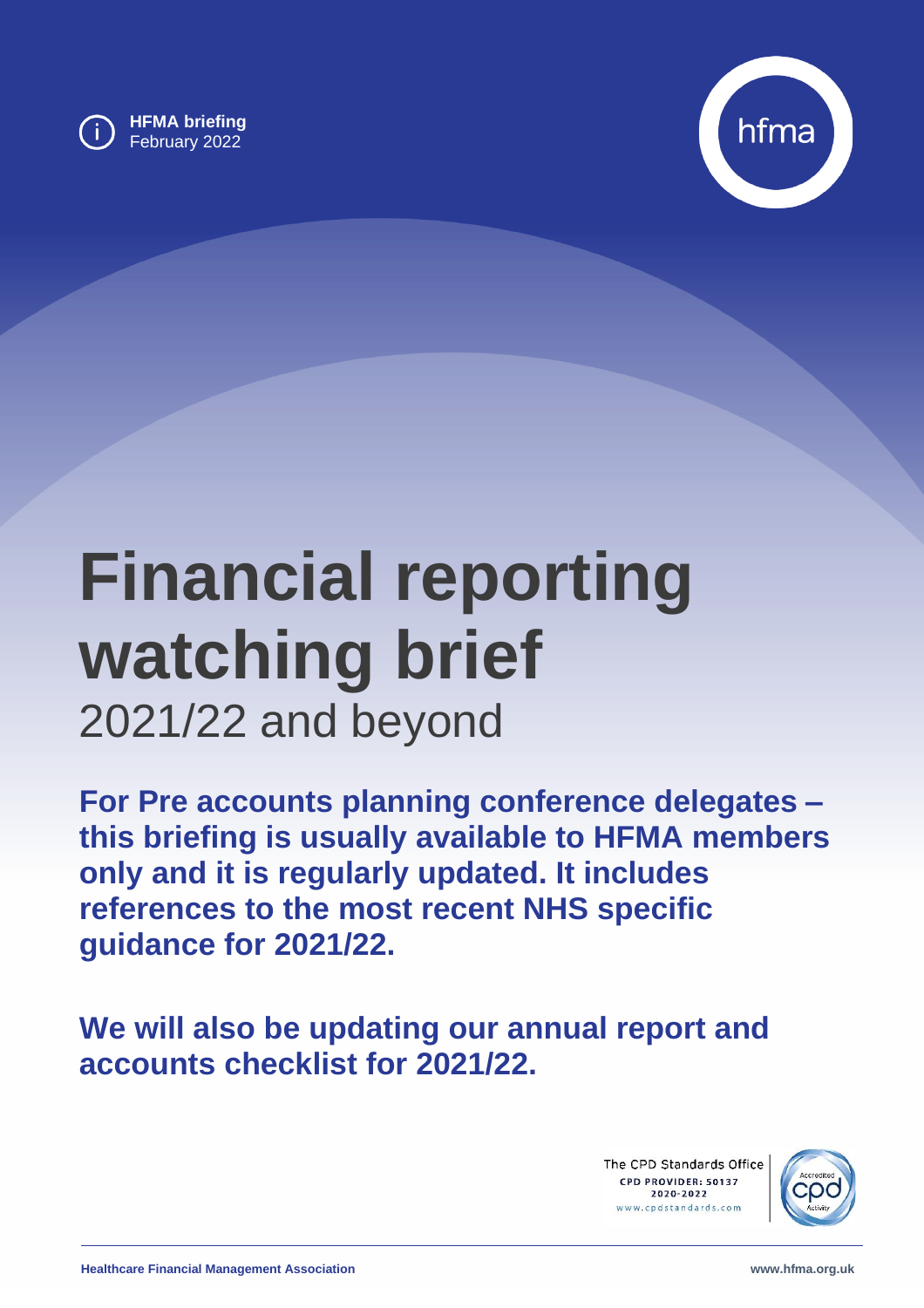**HFMA briefing**
February 2022

hfma

# Financial reporting watching brief

## 2021/22 and beyond

**For Pre accounts planning conference delegates – this briefing is usually available to HFMA members only and it is regularly updated. It includes references to the most recent NHS specific guidance for 2021/22.**

**We will also be updating our annual report and accounts checklist for 2021/22.**

The CPD Standards Office
CPD PROVIDER: 50137
2020-2022
www.cpdstandards.com

Accredited CPD Activity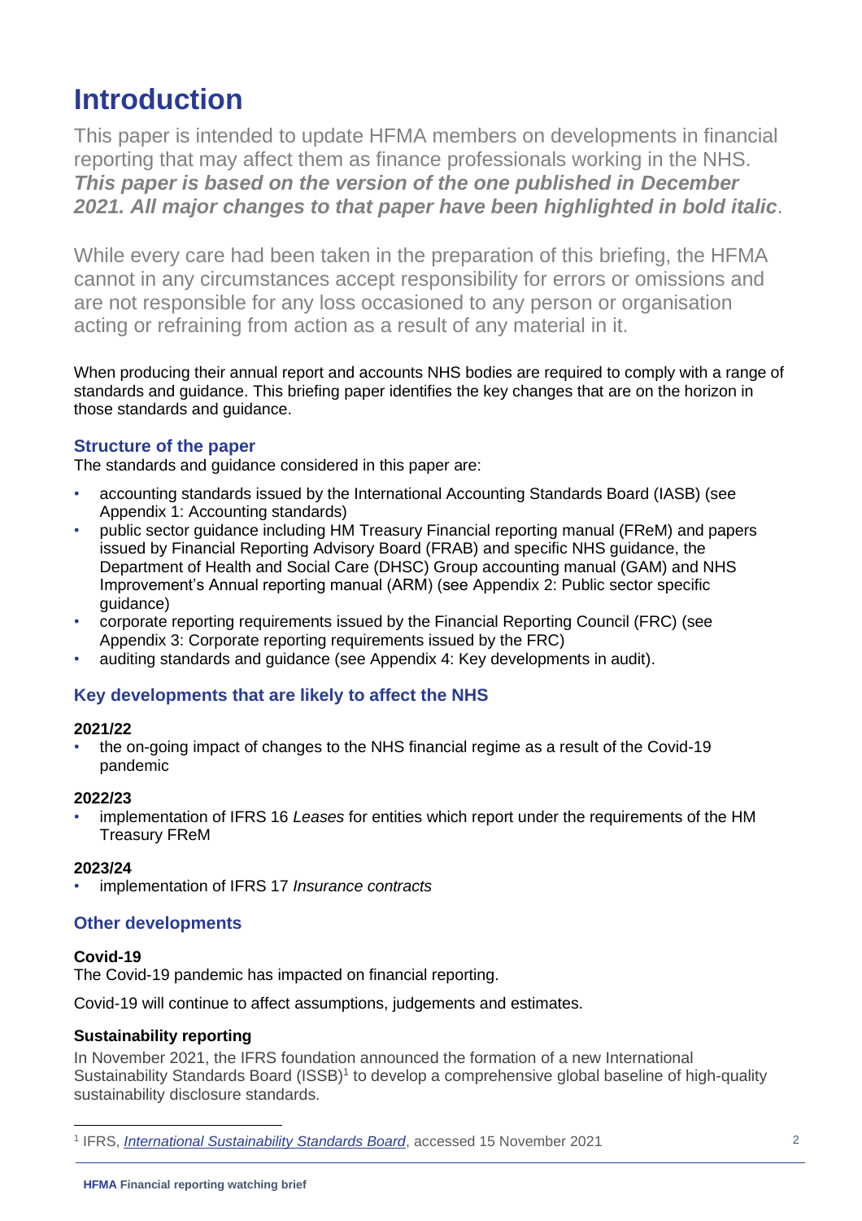# Introduction

This paper is intended to update HFMA members on developments in financial reporting that may affect them as finance professionals working in the NHS. ***This paper is based on the version of the one published in December 2021. All major changes to that paper have been highlighted in bold italic***.

While every care had been taken in the preparation of this briefing, the HFMA cannot in any circumstances accept responsibility for errors or omissions and are not responsible for any loss occasioned to any person or organisation acting or refraining from action as a result of any material in it.

When producing their annual report and accounts NHS bodies are required to comply with a range of standards and guidance. This briefing paper identifies the key changes that are on the horizon in those standards and guidance.

### Structure of the paper

The standards and guidance considered in this paper are:

- accounting standards issued by the International Accounting Standards Board (IASB) (see Appendix 1: Accounting standards)
- public sector guidance including HM Treasury Financial reporting manual (FReM) and papers issued by Financial Reporting Advisory Board (FRAB) and specific NHS guidance, the Department of Health and Social Care (DHSC) Group accounting manual (GAM) and NHS Improvement's Annual reporting manual (ARM) (see Appendix 2: Public sector specific guidance)
- corporate reporting requirements issued by the Financial Reporting Council (FRC) (see Appendix 3: Corporate reporting requirements issued by the FRC)
- auditing standards and guidance (see Appendix 4: Key developments in audit).

### Key developments that are likely to affect the NHS

**2021/22**

- the on-going impact of changes to the NHS financial regime as a result of the Covid-19 pandemic

**2022/23**

- implementation of IFRS 16 *Leases* for entities which report under the requirements of the HM Treasury FReM

**2023/24**

- implementation of IFRS 17 *Insurance contracts*

### Other developments

**Covid-19**

The Covid-19 pandemic has impacted on financial reporting.

Covid-19 will continue to affect assumptions, judgements and estimates.

**Sustainability reporting**

In November 2021, the IFRS foundation announced the formation of a new International Sustainability Standards Board (ISSB)[1] to develop a comprehensive global baseline of high-quality sustainability disclosure standards.

[1] IFRS, *International Sustainability Standards Board*, accessed 15 November 2021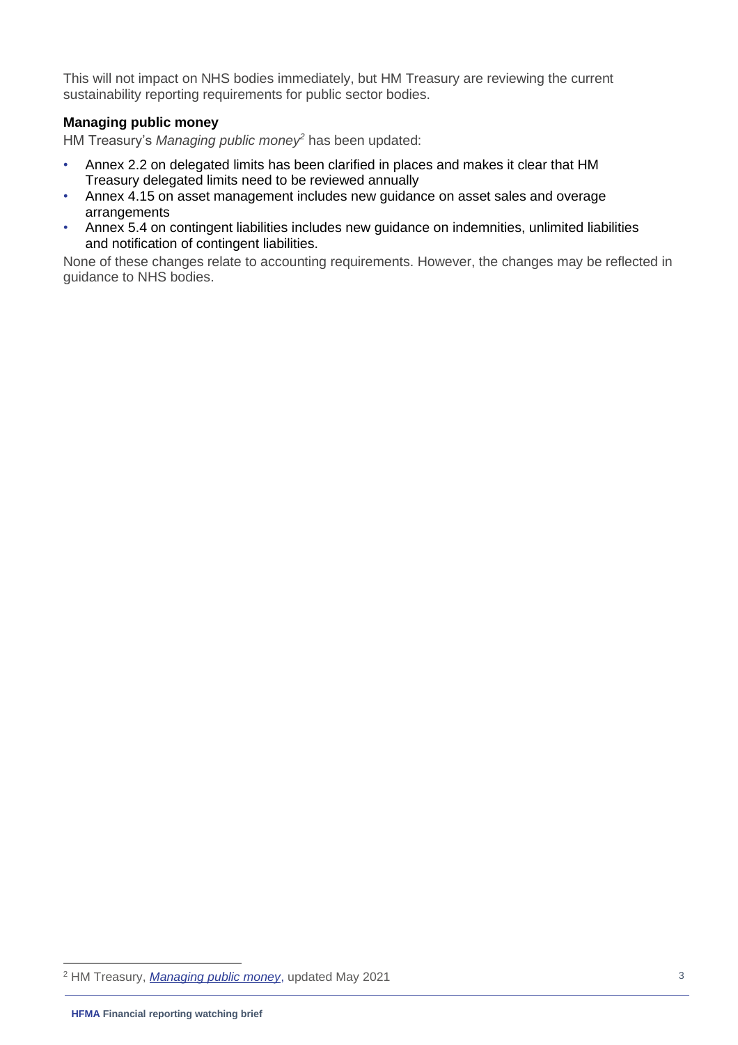This will not impact on NHS bodies immediately, but HM Treasury are reviewing the current sustainability reporting requirements for public sector bodies.

**Managing public money**

HM Treasury's *Managing public money*[2] has been updated:

- Annex 2.2 on delegated limits has been clarified in places and makes it clear that HM Treasury delegated limits need to be reviewed annually
- Annex 4.15 on asset management includes new guidance on asset sales and overage arrangements
- Annex 5.4 on contingent liabilities includes new guidance on indemnities, unlimited liabilities and notification of contingent liabilities.

None of these changes relate to accounting requirements. However, the changes may be reflected in guidance to NHS bodies.

[2] HM Treasury, *Managing public money*, updated May 2021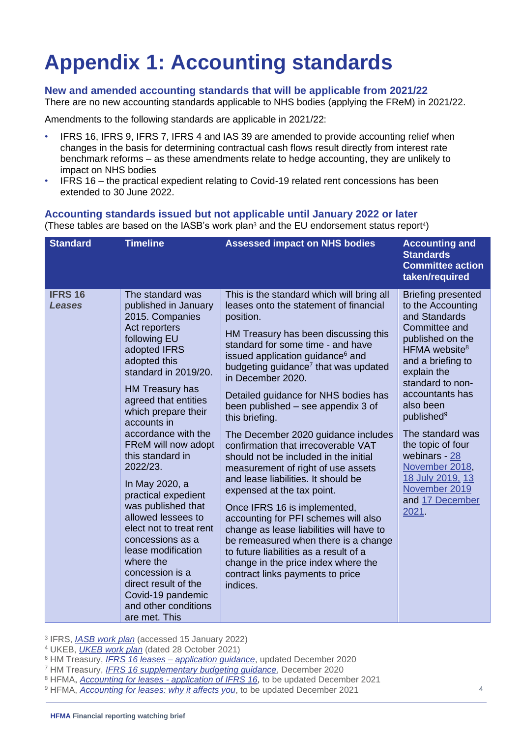# Appendix 1: Accounting standards

### New and amended accounting standards that will be applicable from 2021/22

There are no new accounting standards applicable to NHS bodies (applying the FReM) in 2021/22.

Amendments to the following standards are applicable in 2021/22:

- IFRS 16, IFRS 9, IFRS 7, IFRS 4 and IAS 39 are amended to provide accounting relief when changes in the basis for determining contractual cash flows result directly from interest rate benchmark reforms – as these amendments relate to hedge accounting, they are unlikely to impact on NHS bodies
- IFRS 16 – the practical expedient relating to Covid-19 related rent concessions has been extended to 30 June 2022.

### Accounting standards issued but not applicable until January 2022 or later

(These tables are based on the IASB's work plan[3] and the EU endorsement status report[4])

| Standard | Timeline | Assessed impact on NHS bodies | Accounting and Standards Committee action taken/required |
|---|---|---|---|
| **IFRS 16** ***Leases*** | The standard was published in January 2015. Companies Act reporters following EU adopted IFRS adopted this standard in 2019/20.<br><br>HM Treasury has agreed that entities which prepare their accounts in accordance with the FReM will now adopt this standard in 2022/23.<br><br>In May 2020, a practical expedient was published that allowed lessees to elect not to treat rent concessions as a lease modification where the concession is a direct result of the Covid-19 pandemic and other conditions are met. This | This is the standard which will bring all leases onto the statement of financial position.<br><br>HM Treasury has been discussing this standard for some time - and have issued application guidance[6] and budgeting guidance[7] that was updated in December 2020.<br><br>Detailed guidance for NHS bodies has been published – see appendix 3 of this briefing.<br><br>The December 2020 guidance includes confirmation that irrecoverable VAT should not be included in the initial measurement of right of use assets and lease liabilities. It should be expensed at the tax point.<br><br>Once IFRS 16 is implemented, accounting for PFI schemes will also change as lease liabilities will have to be remeasured when there is a change to future liabilities as a result of a change in the price index where the contract links payments to price indices. | Briefing presented to the Accounting and Standards Committee and published on the HFMA website[8] and a briefing to explain the standard to non-accountants has also been published[9]<br><br>The standard was the topic of four webinars - 28 November 2018, 18 July 2019, 13 November 2019 and 17 December 2021. |

[3] IFRS, *IASB work plan* (accessed 15 January 2022)

[4] UKEB, *UKEB work plan* (dated 28 October 2021)

[6] HM Treasury, *IFRS 16 leases – application guidance*, updated December 2020

[7] HM Treasury, *IFRS 16 supplementary budgeting guidance*, December 2020

[8] HFMA, *Accounting for leases - application of IFRS 16*, to be updated December 2021

[9] HFMA, *Accounting for leases: why it affects you*, to be updated December 2021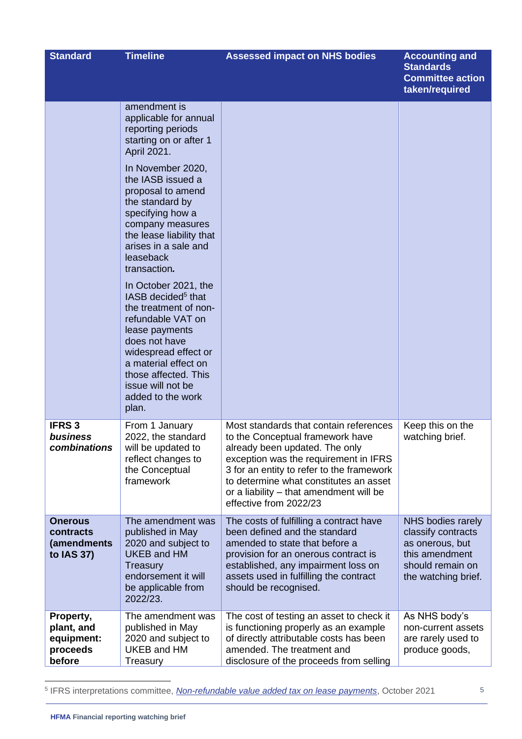| Standard | Timeline | Assessed impact on NHS bodies | Accounting and Standards Committee action taken/required |
|---|---|---|---|
| | amendment is applicable for annual reporting periods starting on or after 1 April 2021. In November 2020, the IASB issued a proposal to amend the standard by specifying how a company measures the lease liability that arises in a sale and leaseback transaction. In October 2021, the IASB decided[5] that the treatment of non-refundable VAT on lease payments does not have widespread effect or a material effect on those affected. This issue will not be added to the work plan. | | |
| **IFRS 3 *business combinations*** | From 1 January 2022, the standard will be updated to reflect changes to the Conceptual framework | Most standards that contain references to the Conceptual framework have already been updated. The only exception was the requirement in IFRS 3 for an entity to refer to the framework to determine what constitutes an asset or a liability – that amendment will be effective from 2022/23 | Keep this on the watching brief. |
| **Onerous contracts (amendments to IAS 37)** | The amendment was published in May 2020 and subject to UKEB and HM Treasury endorsement it will be applicable from 2022/23. | The costs of fulfilling a contract have been defined and the standard amended to state that before a provision for an onerous contract is established, any impairment loss on assets used in fulfilling the contract should be recognised. | NHS bodies rarely classify contracts as onerous, but this amendment should remain on the watching brief. |
| **Property, plant, and equipment: proceeds before** | The amendment was published in May 2020 and subject to UKEB and HM Treasury | The cost of testing an asset to check it is functioning properly as an example of directly attributable costs has been amended. The treatment and disclosure of the proceeds from selling | As NHS body's non-current assets are rarely used to produce goods, |

[5] IFRS interpretations committee, *Non-refundable value added tax on lease payments*, October 2021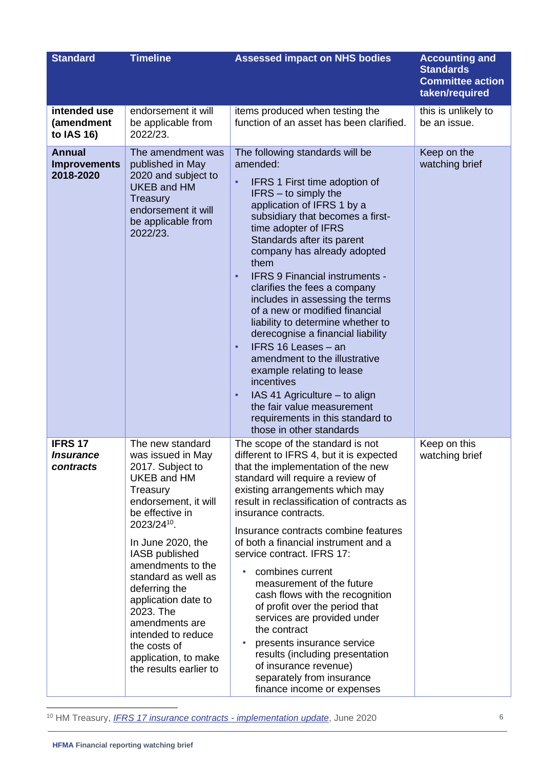| Standard | Timeline | Assessed impact on NHS bodies | Accounting and Standards Committee action taken/required |
|---|---|---|---|
| **intended use (amendment to IAS 16)** | endorsement it will be applicable from 2022/23. | items produced when testing the function of an asset has been clarified. | this is unlikely to be an issue. |
| **Annual Improvements 2018-2020** | The amendment was published in May 2020 and subject to UKEB and HM Treasury endorsement it will be applicable from 2022/23. | The following standards will be amended:<br>• IFRS 1 First time adoption of IFRS – to simply the application of IFRS 1 by a subsidiary that becomes a first-time adopter of IFRS Standards after its parent company has already adopted them<br>• IFRS 9 Financial instruments - clarifies the fees a company includes in assessing the terms of a new or modified financial liability to determine whether to derecognise a financial liability<br>• IFRS 16 Leases – an amendment to the illustrative example relating to lease incentives<br>• IAS 41 Agriculture – to align the fair value measurement requirements in this standard to those in other standards | Keep on the watching brief |
| **IFRS 17 *Insurance contracts*** | The new standard was issued in May 2017. Subject to UKEB and HM Treasury endorsement, it will be effective in 2023/24[10].<br><br>In June 2020, the IASB published amendments to the standard as well as deferring the application date to 2023. The amendments are intended to reduce the costs of application, to make the results earlier to | The scope of the standard is not different to IFRS 4, but it is expected that the implementation of the new standard will require a review of existing arrangements which may result in reclassification of contracts as insurance contracts.<br><br>Insurance contracts combine features of both a financial instrument and a service contract. IFRS 17:<br>• combines current measurement of the future cash flows with the recognition of profit over the period that services are provided under the contract<br>• presents insurance service results (including presentation of insurance revenue) separately from insurance finance income or expenses | Keep on this watching brief |

[10] HM Treasury, *IFRS 17 insurance contracts - implementation update*, June 2020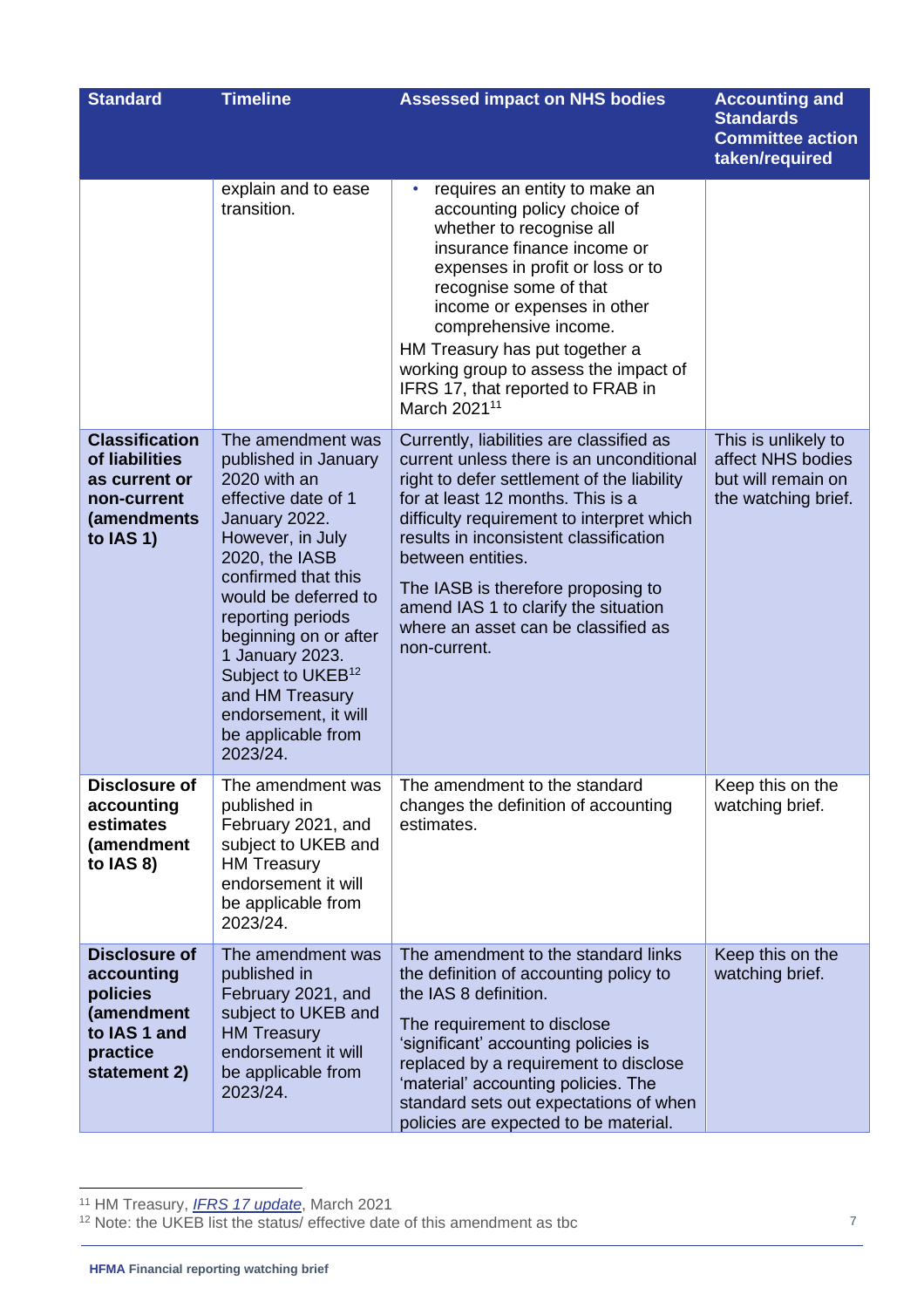| Standard | Timeline | Assessed impact on NHS bodies | Accounting and Standards Committee action taken/required |
|---|---|---|---|
| | explain and to ease transition. | • requires an entity to make an accounting policy choice of whether to recognise all insurance finance income or expenses in profit or loss or to recognise some of that income or expenses in other comprehensive income.<br>HM Treasury has put together a working group to assess the impact of IFRS 17, that reported to FRAB in March 2021[11] | |
| **Classification of liabilities as current or non-current (amendments to IAS 1)** | The amendment was published in January 2020 with an effective date of 1 January 2022. However, in July 2020, the IASB confirmed that this would be deferred to reporting periods beginning on or after 1 January 2023. Subject to UKEB[12] and HM Treasury endorsement, it will be applicable from 2023/24. | Currently, liabilities are classified as current unless there is an unconditional right to defer settlement of the liability for at least 12 months. This is a difficulty requirement to interpret which results in inconsistent classification between entities.<br>The IASB is therefore proposing to amend IAS 1 to clarify the situation where an asset can be classified as non-current. | This is unlikely to affect NHS bodies but will remain on the watching brief. |
| **Disclosure of accounting estimates (amendment to IAS 8)** | The amendment was published in February 2021, and subject to UKEB and HM Treasury endorsement it will be applicable from 2023/24. | The amendment to the standard changes the definition of accounting estimates. | Keep this on the watching brief. |
| **Disclosure of accounting policies (amendment to IAS 1 and practice statement 2)** | The amendment was published in February 2021, and subject to UKEB and HM Treasury endorsement it will be applicable from 2023/24. | The amendment to the standard links the definition of accounting policy to the IAS 8 definition.<br>The requirement to disclose 'significant' accounting policies is replaced by a requirement to disclose 'material' accounting policies. The standard sets out expectations of when policies are expected to be material. | Keep this on the watching brief. |

[11] HM Treasury, *IFRS 17 update*, March 2021
[12] Note: the UKEB list the status/ effective date of this amendment as tbc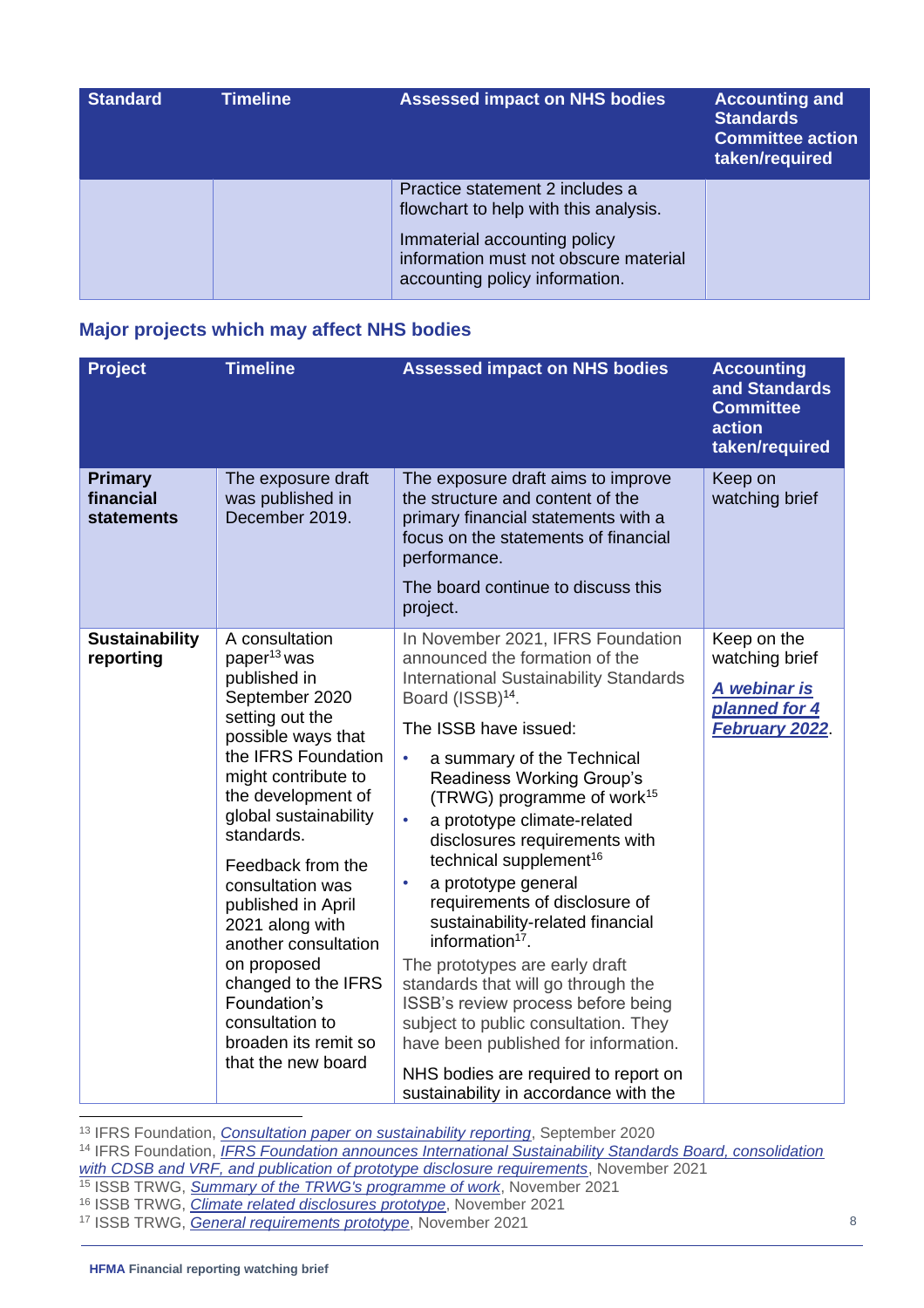| Standard | Timeline | Assessed impact on NHS bodies | Accounting and Standards Committee action taken/required |
|---|---|---|---|
| | | Practice statement 2 includes a flowchart to help with this analysis.<br><br>Immaterial accounting policy information must not obscure material accounting policy information. | |

## Major projects which may affect NHS bodies

| Project | Timeline | Assessed impact on NHS bodies | Accounting and Standards Committee action taken/required |
|---|---|---|---|
| **Primary financial statements** | The exposure draft was published in December 2019. | The exposure draft aims to improve the structure and content of the primary financial statements with a focus on the statements of financial performance.<br><br>The board continue to discuss this project. | Keep on watching brief |
| **Sustainability reporting** | A consultation paper[13] was published in September 2020 setting out the possible ways that the IFRS Foundation might contribute to the development of global sustainability standards.<br><br>Feedback from the consultation was published in April 2021 along with another consultation on proposed changed to the IFRS Foundation's consultation to broaden its remit so that the new board | In November 2021, IFRS Foundation announced the formation of the International Sustainability Standards Board (ISSB)[14].<br><br>The ISSB have issued:<br>• a summary of the Technical Readiness Working Group's (TRWG) programme of work[15]<br>• a prototype climate-related disclosures requirements with technical supplement[16]<br>• a prototype general requirements of disclosure of sustainability-related financial information[17].<br><br>The prototypes are early draft standards that will go through the ISSB's review process before being subject to public consultation. They have been published for information.<br><br>NHS bodies are required to report on sustainability in accordance with the | Keep on the watching brief<br><br>***A webinar is planned for 4 February 2022***. |

---

[13] IFRS Foundation, *Consultation paper on sustainability reporting*, September 2020

[14] IFRS Foundation, *IFRS Foundation announces International Sustainability Standards Board, consolidation with CDSB and VRF, and publication of prototype disclosure requirements*, November 2021

[15] ISSB TRWG, *Summary of the TRWG's programme of work*, November 2021

[16] ISSB TRWG, *Climate related disclosures prototype*, November 2021

[17] ISSB TRWG, *General requirements prototype*, November 2021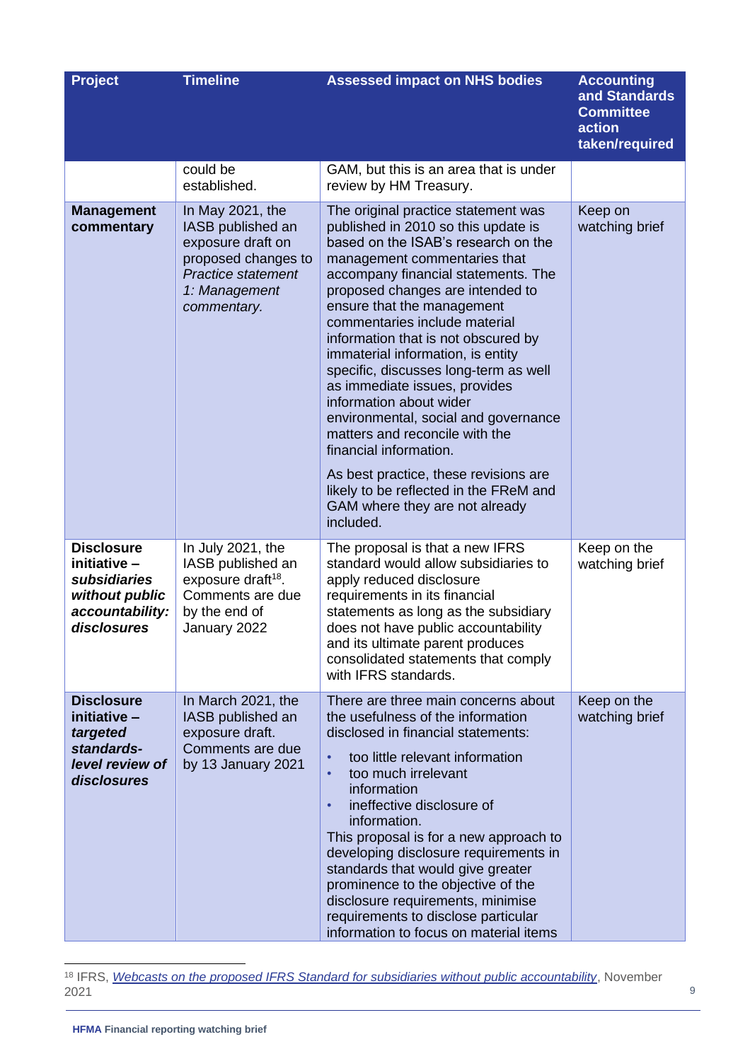| Project | Timeline | Assessed impact on NHS bodies | Accounting and Standards Committee action taken/required |
|---|---|---|---|
| | could be established. | GAM, but this is an area that is under review by HM Treasury. | |
| **Management commentary** | In May 2021, the IASB published an exposure draft on proposed changes to *Practice statement 1: Management commentary.* | The original practice statement was published in 2010 so this update is based on the ISAB's research on the management commentaries that accompany financial statements. The proposed changes are intended to ensure that the management commentaries include material information that is not obscured by immaterial information, is entity specific, discusses long-term as well as immediate issues, provides information about wider environmental, social and governance matters and reconcile with the financial information.<br><br>As best practice, these revisions are likely to be reflected in the FReM and GAM where they are not already included. | Keep on watching brief |
| **Disclosure initiative – *subsidiaries without public accountability: disclosures*** | In July 2021, the IASB published an exposure draft[18]. Comments are due by the end of January 2022 | The proposal is that a new IFRS standard would allow subsidiaries to apply reduced disclosure requirements in its financial statements as long as the subsidiary does not have public accountability and its ultimate parent produces consolidated statements that comply with IFRS standards. | Keep on the watching brief |
| **Disclosure initiative – *targeted standards-level review of disclosures*** | In March 2021, the IASB published an exposure draft. Comments are due by 13 January 2021 | There are three main concerns about the usefulness of the information disclosed in financial statements:<br>• too little relevant information<br>• too much irrelevant information<br>• ineffective disclosure of information.<br>This proposal is for a new approach to developing disclosure requirements in standards that would give greater prominence to the objective of the disclosure requirements, minimise requirements to disclose particular information to focus on material items | Keep on the watching brief |

[18] IFRS, *Webcasts on the proposed IFRS Standard for subsidiaries without public accountability*, November 2021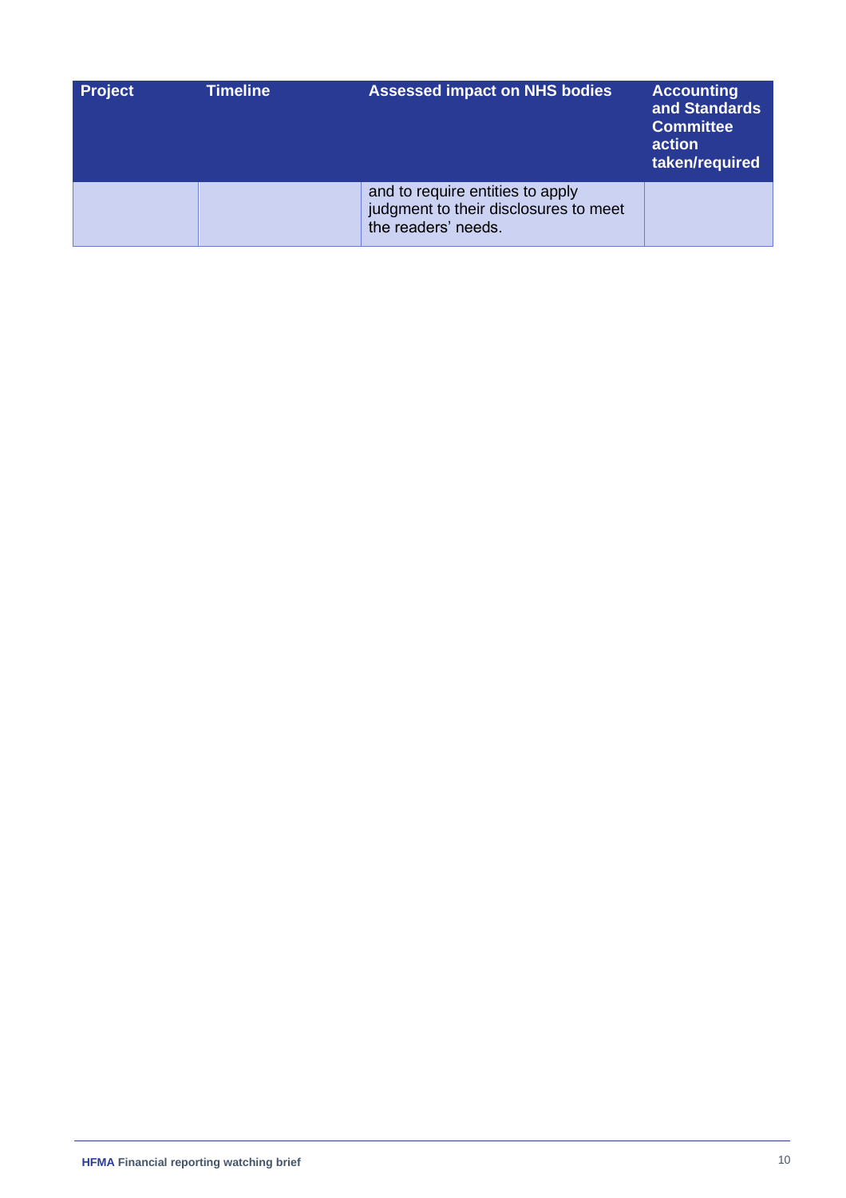| Project | Timeline | Assessed impact on NHS bodies | Accounting and Standards Committee action taken/required |
|---|---|---|---|
| | | and to require entities to apply judgment to their disclosures to meet the readers' needs. | |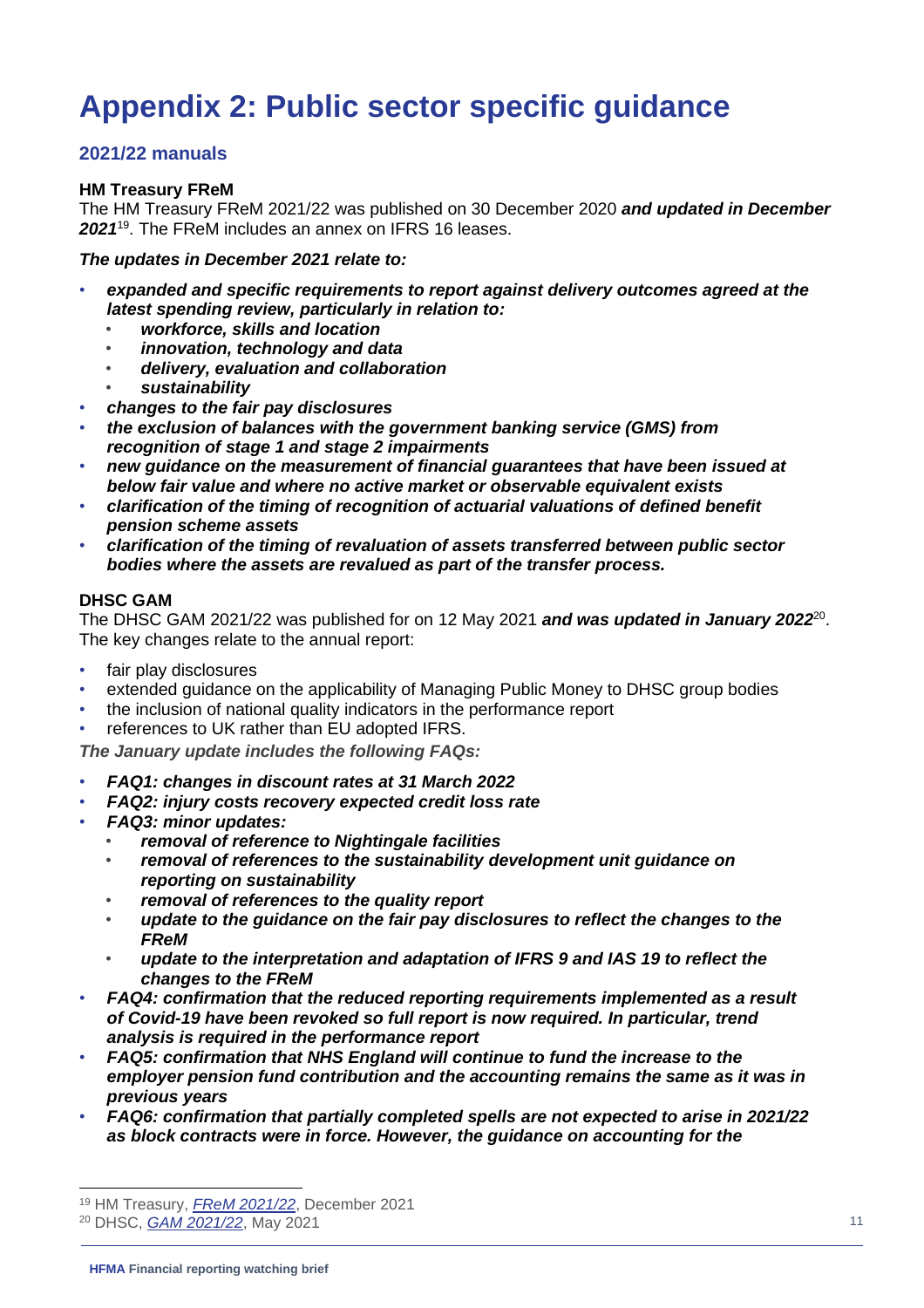# Appendix 2: Public sector specific guidance

## 2021/22 manuals

### HM Treasury FReM

The HM Treasury FReM 2021/22 was published on 30 December 2020 ***and updated in December 2021***[19]. The FReM includes an annex on IFRS 16 leases.

***The updates in December 2021 relate to:***

- ***expanded and specific requirements to report against delivery outcomes agreed at the latest spending review, particularly in relation to:***
  - ***workforce, skills and location***
  - ***innovation, technology and data***
  - ***delivery, evaluation and collaboration***
  - ***sustainability***
- ***changes to the fair pay disclosures***
- ***the exclusion of balances with the government banking service (GMS) from recognition of stage 1 and stage 2 impairments***
- ***new guidance on the measurement of financial guarantees that have been issued at below fair value and where no active market or observable equivalent exists***
- ***clarification of the timing of recognition of actuarial valuations of defined benefit pension scheme assets***
- ***clarification of the timing of revaluation of assets transferred between public sector bodies where the assets are revalued as part of the transfer process.***

### DHSC GAM

The DHSC GAM 2021/22 was published for on 12 May 2021 ***and was updated in January 2022***[20]. The key changes relate to the annual report:

- fair play disclosures
- extended guidance on the applicability of Managing Public Money to DHSC group bodies
- the inclusion of national quality indicators in the performance report
- references to UK rather than EU adopted IFRS.

***The January update includes the following FAQs:***

- ***FAQ1: changes in discount rates at 31 March 2022***
- ***FAQ2: injury costs recovery expected credit loss rate***
- ***FAQ3: minor updates:***
  - ***removal of reference to Nightingale facilities***
  - ***removal of references to the sustainability development unit guidance on reporting on sustainability***
  - ***removal of references to the quality report***
  - ***update to the guidance on the fair pay disclosures to reflect the changes to the FReM***
  - ***update to the interpretation and adaptation of IFRS 9 and IAS 19 to reflect the changes to the FReM***
- ***FAQ4: confirmation that the reduced reporting requirements implemented as a result of Covid-19 have been revoked so full report is now required. In particular, trend analysis is required in the performance report***
- ***FAQ5: confirmation that NHS England will continue to fund the increase to the employer pension fund contribution and the accounting remains the same as it was in previous years***
- ***FAQ6: confirmation that partially completed spells are not expected to arise in 2021/22 as block contracts were in force. However, the guidance on accounting for the***

[19] HM Treasury, *FReM 2021/22*, December 2021

[20] DHSC, *GAM 2021/22*, May 2021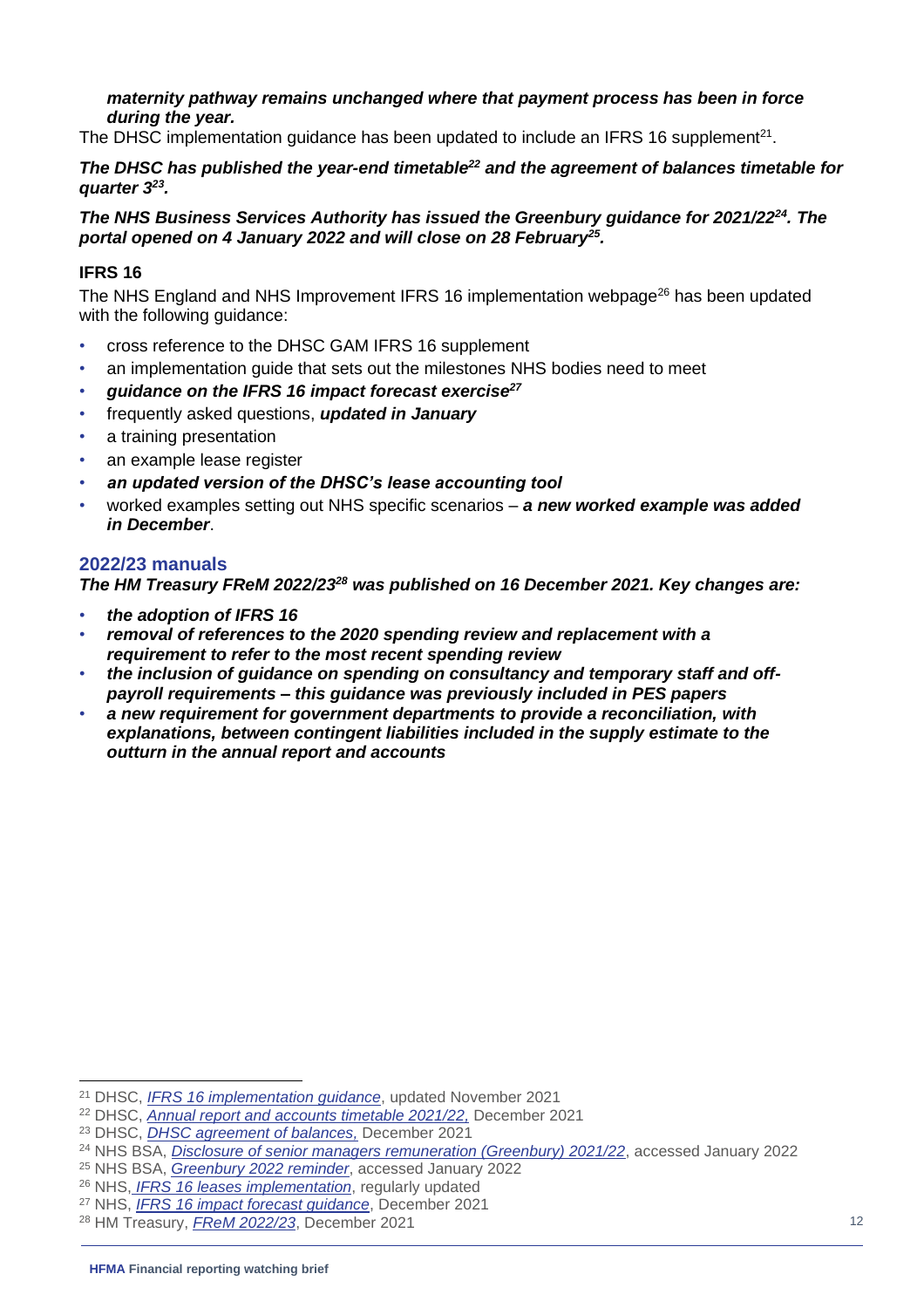***maternity pathway remains unchanged where that payment process has been in force during the year.***

The DHSC implementation guidance has been updated to include an IFRS 16 supplement[21].

***The DHSC has published the year-end timetable[22] and the agreement of balances timetable for quarter 3[23].***

***The NHS Business Services Authority has issued the Greenbury guidance for 2021/22[24]. The portal opened on 4 January 2022 and will close on 28 February[25].***

### IFRS 16

The NHS England and NHS Improvement IFRS 16 implementation webpage[26] has been updated with the following guidance:

- cross reference to the DHSC GAM IFRS 16 supplement
- an implementation guide that sets out the milestones NHS bodies need to meet
- ***guidance on the IFRS 16 impact forecast exercise[27]***
- frequently asked questions, ***updated in January***
- a training presentation
- an example lease register
- ***an updated version of the DHSC's lease accounting tool***
- worked examples setting out NHS specific scenarios – ***a new worked example was added in December***.

## 2022/23 manuals

***The HM Treasury FReM 2022/23[28] was published on 16 December 2021. Key changes are:***

- ***the adoption of IFRS 16***
- ***removal of references to the 2020 spending review and replacement with a requirement to refer to the most recent spending review***
- ***the inclusion of guidance on spending on consultancy and temporary staff and off-payroll requirements – this guidance was previously included in PES papers***
- ***a new requirement for government departments to provide a reconciliation, with explanations, between contingent liabilities included in the supply estimate to the outturn in the annual report and accounts***

---

[21] DHSC, *IFRS 16 implementation guidance*, updated November 2021

[22] DHSC, *Annual report and accounts timetable 2021/22,* December 2021

[23] DHSC, *DHSC agreement of balances,* December 2021

[24] NHS BSA, *Disclosure of senior managers remuneration (Greenbury) 2021/22*, accessed January 2022

[25] NHS BSA, *Greenbury 2022 reminder*, accessed January 2022

[26] NHS, *IFRS 16 leases implementation*, regularly updated

[27] NHS, *IFRS 16 impact forecast guidance*, December 2021

[28] HM Treasury, *FReM 2022/23*, December 2021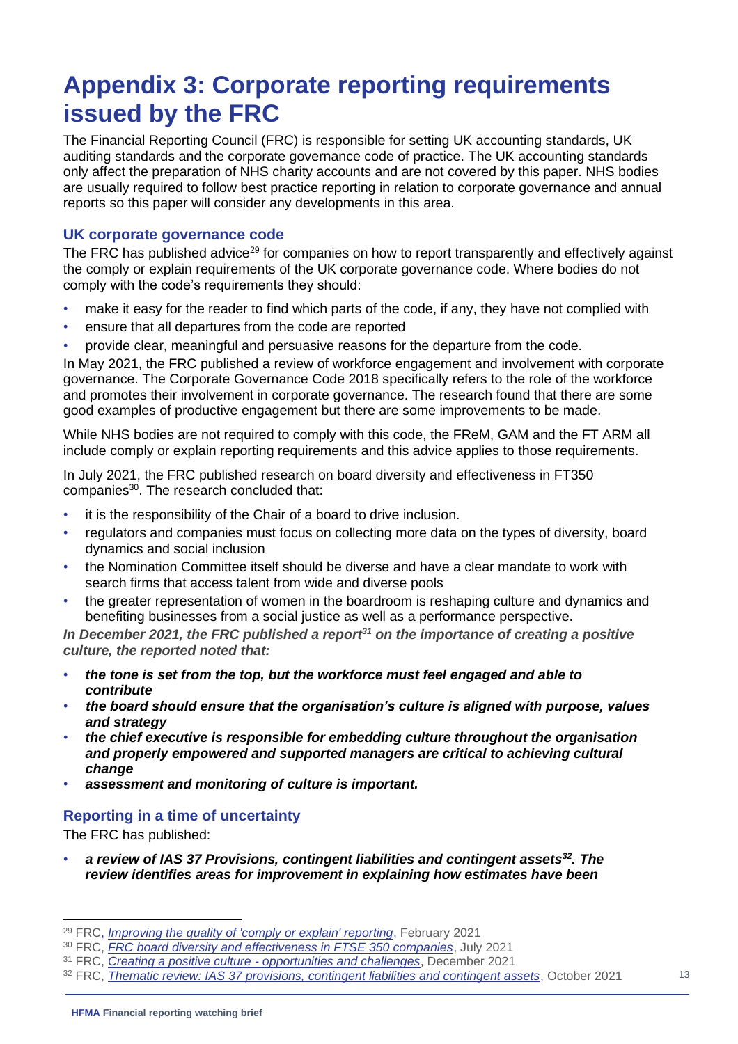# Appendix 3: Corporate reporting requirements issued by the FRC

The Financial Reporting Council (FRC) is responsible for setting UK accounting standards, UK auditing standards and the corporate governance code of practice. The UK accounting standards only affect the preparation of NHS charity accounts and are not covered by this paper. NHS bodies are usually required to follow best practice reporting in relation to corporate governance and annual reports so this paper will consider any developments in this area.

## UK corporate governance code

The FRC has published advice[29] for companies on how to report transparently and effectively against the comply or explain requirements of the UK corporate governance code. Where bodies do not comply with the code's requirements they should:

- make it easy for the reader to find which parts of the code, if any, they have not complied with
- ensure that all departures from the code are reported
- provide clear, meaningful and persuasive reasons for the departure from the code.

In May 2021, the FRC published a review of workforce engagement and involvement with corporate governance. The Corporate Governance Code 2018 specifically refers to the role of the workforce and promotes their involvement in corporate governance. The research found that there are some good examples of productive engagement but there are some improvements to be made.

While NHS bodies are not required to comply with this code, the FReM, GAM and the FT ARM all include comply or explain reporting requirements and this advice applies to those requirements.

In July 2021, the FRC published research on board diversity and effectiveness in FT350 companies[30]. The research concluded that:

- it is the responsibility of the Chair of a board to drive inclusion.
- regulators and companies must focus on collecting more data on the types of diversity, board dynamics and social inclusion
- the Nomination Committee itself should be diverse and have a clear mandate to work with search firms that access talent from wide and diverse pools
- the greater representation of women in the boardroom is reshaping culture and dynamics and benefiting businesses from a social justice as well as a performance perspective.

***In December 2021, the FRC published a report[31] on the importance of creating a positive culture, the reported noted that:***

- ***the tone is set from the top, but the workforce must feel engaged and able to contribute***
- ***the board should ensure that the organisation's culture is aligned with purpose, values and strategy***
- ***the chief executive is responsible for embedding culture throughout the organisation and properly empowered and supported managers are critical to achieving cultural change***
- ***assessment and monitoring of culture is important.***

## Reporting in a time of uncertainty

The FRC has published:

- ***a review of IAS 37 Provisions, contingent liabilities and contingent assets[32]. The review identifies areas for improvement in explaining how estimates have been***

---

[29] FRC, *Improving the quality of 'comply or explain' reporting*, February 2021

[30] FRC, *FRC board diversity and effectiveness in FTSE 350 companies*, July 2021

[31] FRC, *Creating a positive culture - opportunities and challenges*, December 2021

[32] FRC, *Thematic review: IAS 37 provisions, contingent liabilities and contingent assets*, October 2021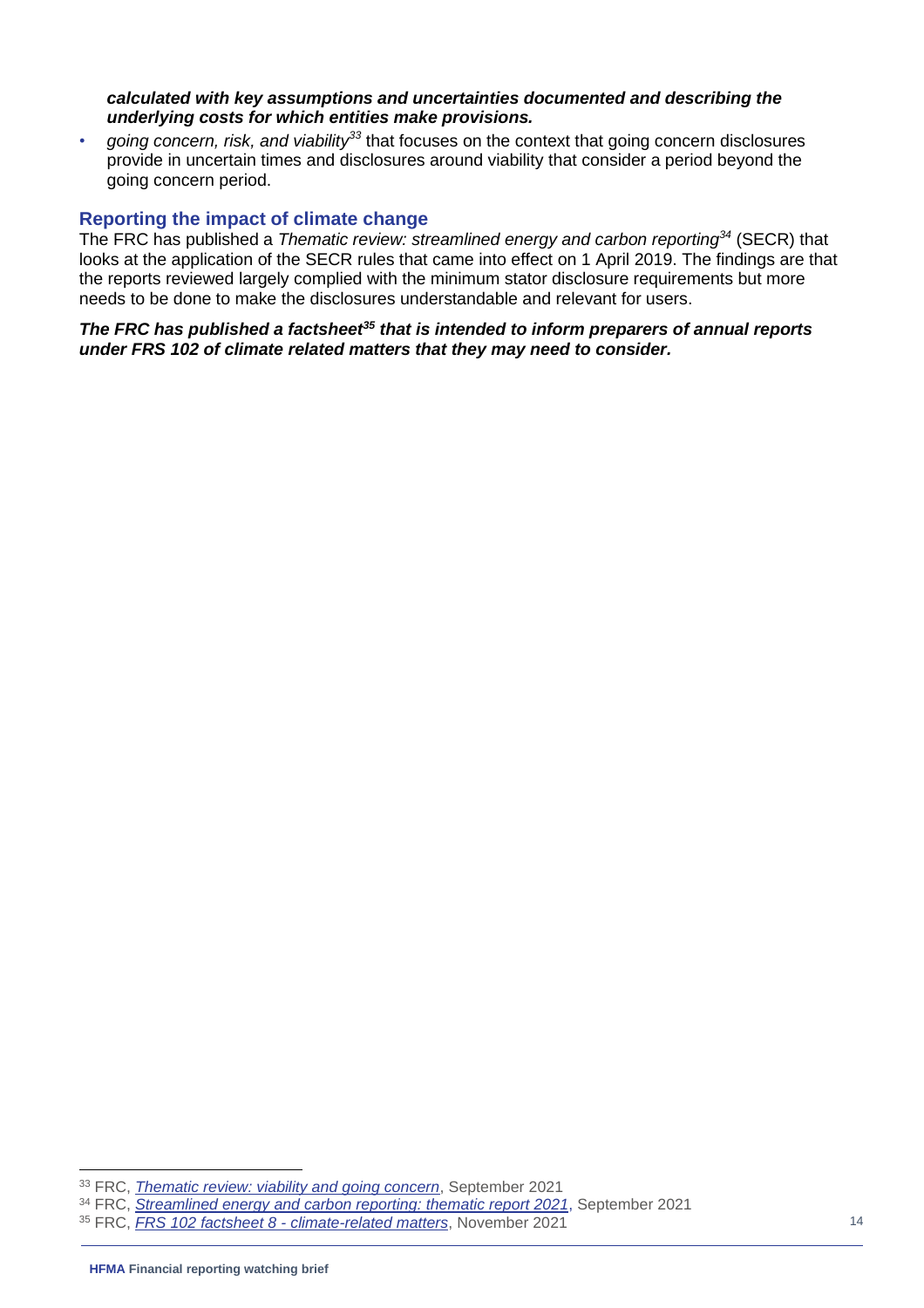***calculated with key assumptions and uncertainties documented and describing the underlying costs for which entities make provisions.***

- *going concern, risk, and viability*[33] that focuses on the context that going concern disclosures provide in uncertain times and disclosures around viability that consider a period beyond the going concern period.

## Reporting the impact of climate change

The FRC has published a *Thematic review: streamlined energy and carbon reporting*[34] (SECR) that looks at the application of the SECR rules that came into effect on 1 April 2019. The findings are that the reports reviewed largely complied with the minimum stator disclosure requirements but more needs to be done to make the disclosures understandable and relevant for users.

***The FRC has published a factsheet[35] that is intended to inform preparers of annual reports under FRS 102 of climate related matters that they may need to consider.***

---

[33] FRC, *Thematic review: viability and going concern*, September 2021

[34] FRC, *Streamlined energy and carbon reporting: thematic report 2021*, September 2021

[35] FRC, *FRS 102 factsheet 8 - climate-related matters*, November 2021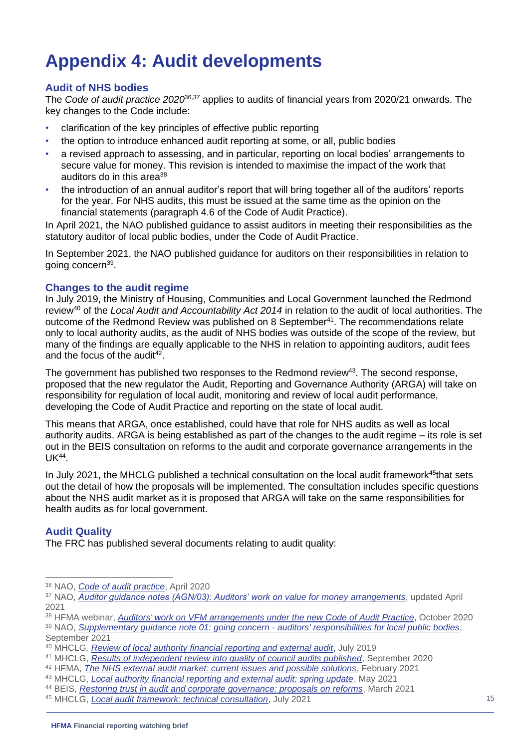# Appendix 4: Audit developments

## Audit of NHS bodies

The *Code of audit practice 2020*[36,37] applies to audits of financial years from 2020/21 onwards. The key changes to the Code include:

- clarification of the key principles of effective public reporting
- the option to introduce enhanced audit reporting at some, or all, public bodies
- a revised approach to assessing, and in particular, reporting on local bodies' arrangements to secure value for money. This revision is intended to maximise the impact of the work that auditors do in this area[38]
- the introduction of an annual auditor's report that will bring together all of the auditors' reports for the year. For NHS audits, this must be issued at the same time as the opinion on the financial statements (paragraph 4.6 of the Code of Audit Practice).

In April 2021, the NAO published guidance to assist auditors in meeting their responsibilities as the statutory auditor of local public bodies, under the Code of Audit Practice.

In September 2021, the NAO published guidance for auditors on their responsibilities in relation to going concern[39].

## Changes to the audit regime

In July 2019, the Ministry of Housing, Communities and Local Government launched the Redmond review[40] of the *Local Audit and Accountability Act 2014* in relation to the audit of local authorities. The outcome of the Redmond Review was published on 8 September[41]. The recommendations relate only to local authority audits, as the audit of NHS bodies was outside of the scope of the review, but many of the findings are equally applicable to the NHS in relation to appointing auditors, audit fees and the focus of the audit[42].

The government has published two responses to the Redmond review[43]. The second response, proposed that the new regulator the Audit, Reporting and Governance Authority (ARGA) will take on responsibility for regulation of local audit, monitoring and review of local audit performance, developing the Code of Audit Practice and reporting on the state of local audit.

This means that ARGA, once established, could have that role for NHS audits as well as local authority audits. ARGA is being established as part of the changes to the audit regime – its role is set out in the BEIS consultation on reforms to the audit and corporate governance arrangements in the UK[44].

In July 2021, the MHCLG published a technical consultation on the local audit framework[45]that sets out the detail of how the proposals will be implemented. The consultation includes specific questions about the NHS audit market as it is proposed that ARGA will take on the same responsibilities for health audits as for local government.

## Audit Quality

The FRC has published several documents relating to audit quality:

---

[36] NAO, *Code of audit practice*, April 2020
[37] NAO, *Auditor guidance notes (AGN/03): Auditors' work on value for money arrangements*, updated April 2021
[38] HFMA webinar, *Auditors' work on VFM arrangements under the new Code of Audit Practice*, October 2020
[39] NAO, *Supplementary guidance note 01: going concern - auditors' responsibilities for local public bodies*, September 2021
[40] MHCLG, *Review of local authority financial reporting and external audit*, July 2019
[41] MHCLG, *Results of independent review into quality of council audits published*, September 2020
[42] HFMA, *The NHS external audit market: current issues and possible solutions*, February 2021
[43] MHCLG, *Local authority financial reporting and external audit: spring update*, May 2021
[44] BEIS, *Restoring trust in audit and corporate governance: proposals on reforms*, March 2021
[45] MHCLG, *Local audit framework: technical consultation*, July 2021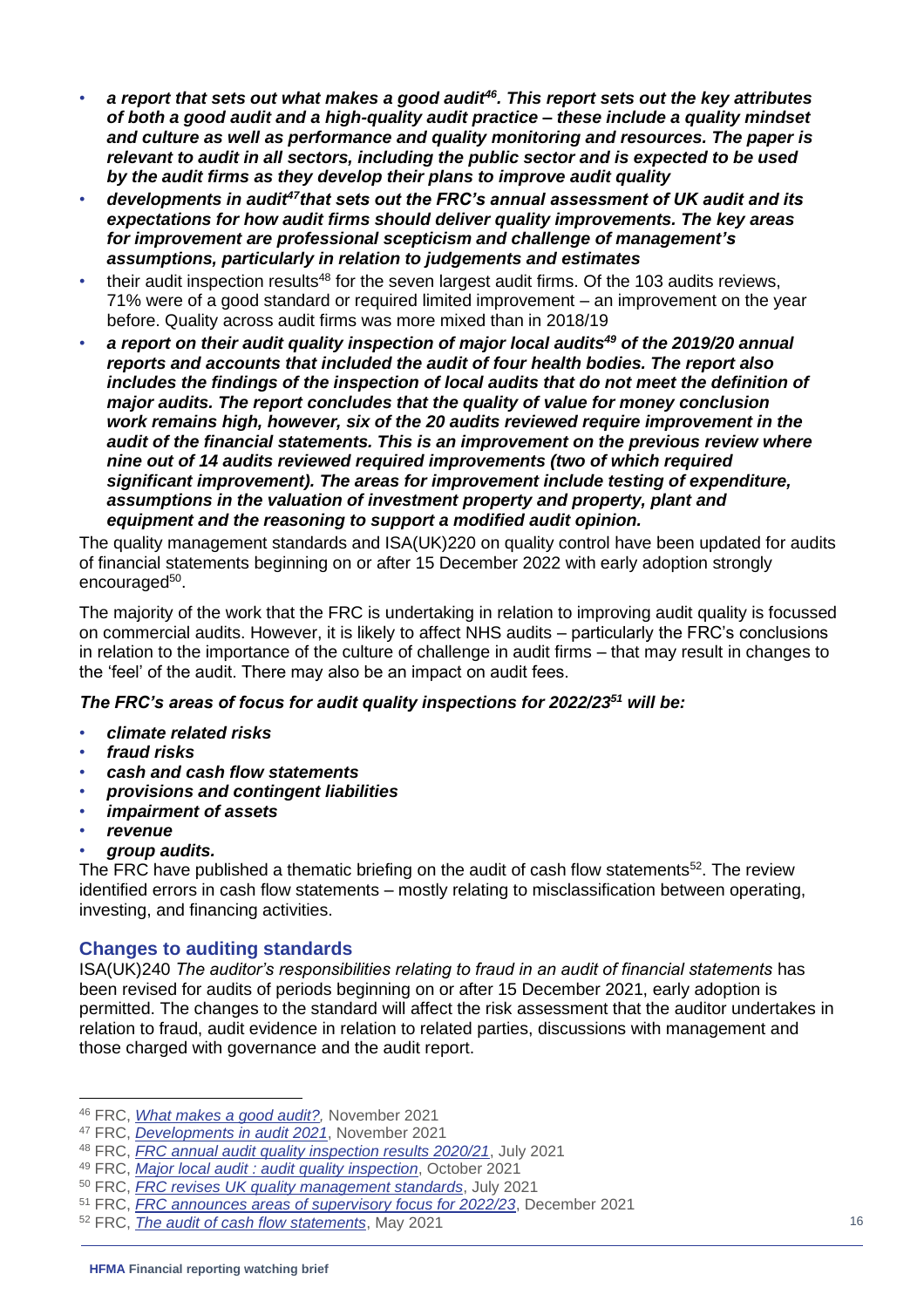- ***a report that sets out what makes a good audit[46]. This report sets out the key attributes of both a good audit and a high-quality audit practice – these include a quality mindset and culture as well as performance and quality monitoring and resources. The paper is relevant to audit in all sectors, including the public sector and is expected to be used by the audit firms as they develop their plans to improve audit quality***
- ***developments in audit[47] that sets out the FRC's annual assessment of UK audit and its expectations for how audit firms should deliver quality improvements. The key areas for improvement are professional scepticism and challenge of management's assumptions, particularly in relation to judgements and estimates***
- their audit inspection results[48] for the seven largest audit firms. Of the 103 audits reviews, 71% were of a good standard or required limited improvement – an improvement on the year before. Quality across audit firms was more mixed than in 2018/19
- ***a report on their audit quality inspection of major local audits[49] of the 2019/20 annual reports and accounts that included the audit of four health bodies. The report also includes the findings of the inspection of local audits that do not meet the definition of major audits. The report concludes that the quality of value for money conclusion work remains high, however, six of the 20 audits reviewed require improvement in the audit of the financial statements. This is an improvement on the previous review where nine out of 14 audits reviewed required improvements (two of which required significant improvement). The areas for improvement include testing of expenditure, assumptions in the valuation of investment property and property, plant and equipment and the reasoning to support a modified audit opinion.***

The quality management standards and ISA(UK)220 on quality control have been updated for audits of financial statements beginning on or after 15 December 2022 with early adoption strongly encouraged[50].

The majority of the work that the FRC is undertaking in relation to improving audit quality is focussed on commercial audits. However, it is likely to affect NHS audits – particularly the FRC's conclusions in relation to the importance of the culture of challenge in audit firms – that may result in changes to the 'feel' of the audit. There may also be an impact on audit fees.

***The FRC's areas of focus for audit quality inspections for 2022/23[51] will be:***

- ***climate related risks***
- ***fraud risks***
- ***cash and cash flow statements***
- ***provisions and contingent liabilities***
- ***impairment of assets***
- ***revenue***
- ***group audits.***

The FRC have published a thematic briefing on the audit of cash flow statements[52]. The review identified errors in cash flow statements – mostly relating to misclassification between operating, investing, and financing activities.

## Changes to auditing standards

ISA(UK)240 *The auditor's responsibilities relating to fraud in an audit of financial statements* has been revised for audits of periods beginning on or after 15 December 2021, early adoption is permitted. The changes to the standard will affect the risk assessment that the auditor undertakes in relation to fraud, audit evidence in relation to related parties, discussions with management and those charged with governance and the audit report.

---

[46] FRC, *What makes a good audit?,* November 2021

[47] FRC, *Developments in audit 2021*, November 2021

[48] FRC, *FRC annual audit quality inspection results 2020/21*, July 2021

[49] FRC, *Major local audit : audit quality inspection*, October 2021

[50] FRC, *FRC revises UK quality management standards*, July 2021

[51] FRC, *FRC announces areas of supervisory focus for 2022/23*, December 2021

[52] FRC, *The audit of cash flow statements*, May 2021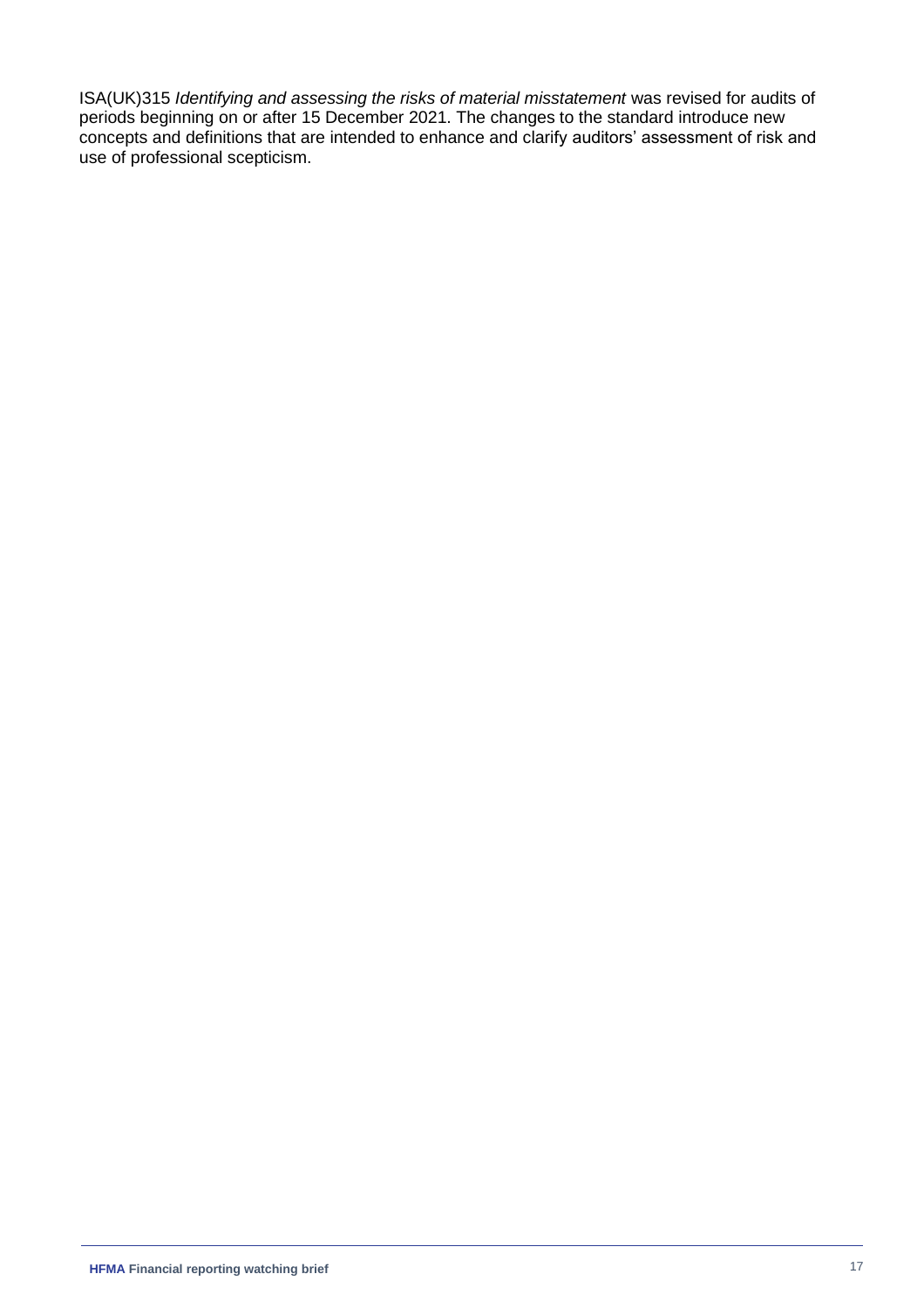ISA(UK)315 *Identifying and assessing the risks of material misstatement* was revised for audits of periods beginning on or after 15 December 2021. The changes to the standard introduce new concepts and definitions that are intended to enhance and clarify auditors' assessment of risk and use of professional scepticism.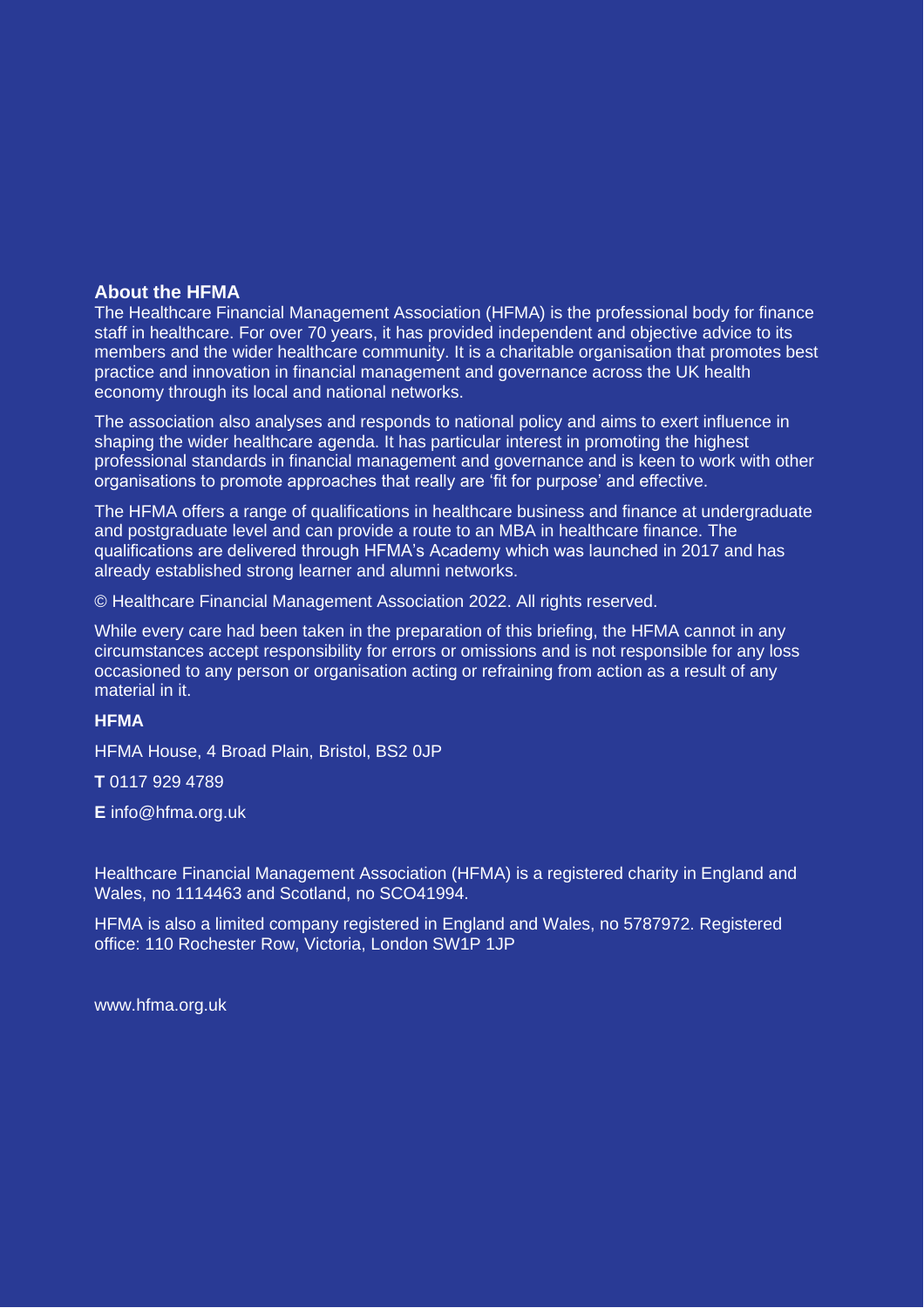## About the HFMA

The Healthcare Financial Management Association (HFMA) is the professional body for finance staff in healthcare. For over 70 years, it has provided independent and objective advice to its members and the wider healthcare community. It is a charitable organisation that promotes best practice and innovation in financial management and governance across the UK health economy through its local and national networks.

The association also analyses and responds to national policy and aims to exert influence in shaping the wider healthcare agenda. It has particular interest in promoting the highest professional standards in financial management and governance and is keen to work with other organisations to promote approaches that really are 'fit for purpose' and effective.

The HFMA offers a range of qualifications in healthcare business and finance at undergraduate and postgraduate level and can provide a route to an MBA in healthcare finance. The qualifications are delivered through HFMA's Academy which was launched in 2017 and has already established strong learner and alumni networks.

© Healthcare Financial Management Association 2022. All rights reserved.

While every care had been taken in the preparation of this briefing, the HFMA cannot in any circumstances accept responsibility for errors or omissions and is not responsible for any loss occasioned to any person or organisation acting or refraining from action as a result of any material in it.

**HFMA**

HFMA House, 4 Broad Plain, Bristol, BS2 0JP

**T** 0117 929 4789

**E** info@hfma.org.uk

Healthcare Financial Management Association (HFMA) is a registered charity in England and Wales, no 1114463 and Scotland, no SCO41994.

HFMA is also a limited company registered in England and Wales, no 5787972. Registered office: 110 Rochester Row, Victoria, London SW1P 1JP

www.hfma.org.uk